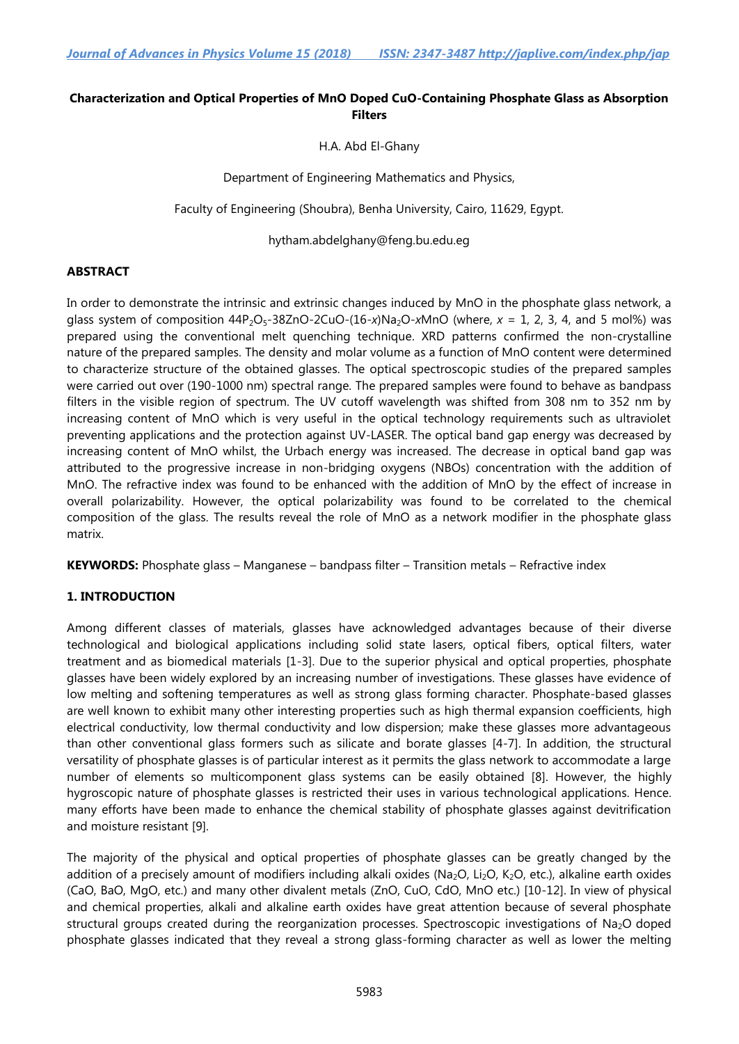# Characterization and Optical Properties of MnO Doped CuO-Containing Phosphate Glass as Absorption Filters

H.A. Abd El-Ghany

Department of Engineering Mathematics and Physics,

Faculty of Engineering (Shoubra), Benha University, Cairo, 11629, Egypt.

hytham.abdelghany@feng.bu.edu.eg

## ABSTRACT

In order to demonstrate the intrinsic and extrinsic changes induced by MnO in the phosphate glass network, a glass system of composition $44P_2O_5$-38ZnO-2CuO-$(16-x)Na_2O$-$x$MnO (where, $x$ = 1, 2, 3, 4, and 5 mol%) was prepared using the conventional melt quenching technique. XRD patterns confirmed the non-crystalline nature of the prepared samples. The density and molar volume as a function of MnO content were determined to characterize structure of the obtained glasses. The optical spectroscopic studies of the prepared samples were carried out over (190-1000 nm) spectral range. The prepared samples were found to behave as bandpass filters in the visible region of spectrum. The UV cutoff wavelength was shifted from 308 nm to 352 nm by increasing content of MnO which is very useful in the optical technology requirements such as ultraviolet preventing applications and the protection against UV-LASER. The optical band gap energy was decreased by increasing content of MnO whilst, the Urbach energy was increased. The decrease in optical band gap was attributed to the progressive increase in non-bridging oxygens (NBOs) concentration with the addition of MnO. The refractive index was found to be enhanced with the addition of MnO by the effect of increase in overall polarizability. However, the optical polarizability was found to be correlated to the chemical composition of the glass. The results reveal the role of MnO as a network modifier in the phosphate glass matrix.

**KEYWORDS:** Phosphate glass – Manganese – bandpass filter – Transition metals – Refractive index

## 1. INTRODUCTION

Among different classes of materials, glasses have acknowledged advantages because of their diverse technological and biological applications including solid state lasers, optical fibers, optical filters, water treatment and as biomedical materials [1-3]. Due to the superior physical and optical properties, phosphate glasses have been widely explored by an increasing number of investigations. These glasses have evidence of low melting and softening temperatures as well as strong glass forming character. Phosphate-based glasses are well known to exhibit many other interesting properties such as high thermal expansion coefficients, high electrical conductivity, low thermal conductivity and low dispersion; make these glasses more advantageous than other conventional glass formers such as silicate and borate glasses [4-7]. In addition, the structural versatility of phosphate glasses is of particular interest as it permits the glass network to accommodate a large number of elements so multicomponent glass systems can be easily obtained [8]. However, the highly hygroscopic nature of phosphate glasses is restricted their uses in various technological applications. Hence. many efforts have been made to enhance the chemical stability of phosphate glasses against devitrification and moisture resistant [9].

The majority of the physical and optical properties of phosphate glasses can be greatly changed by the addition of a precisely amount of modifiers including alkali oxides ($Na_2O$, $Li_2O$, $K_2O$, etc.), alkaline earth oxides (CaO, BaO, MgO, etc.) and many other divalent metals (ZnO, CuO, CdO, MnO etc.) [10-12]. In view of physical and chemical properties, alkali and alkaline earth oxides have great attention because of several phosphate structural groups created during the reorganization processes. Spectroscopic investigations of $Na_2O$ doped phosphate glasses indicated that they reveal a strong glass-forming character as well as lower the melting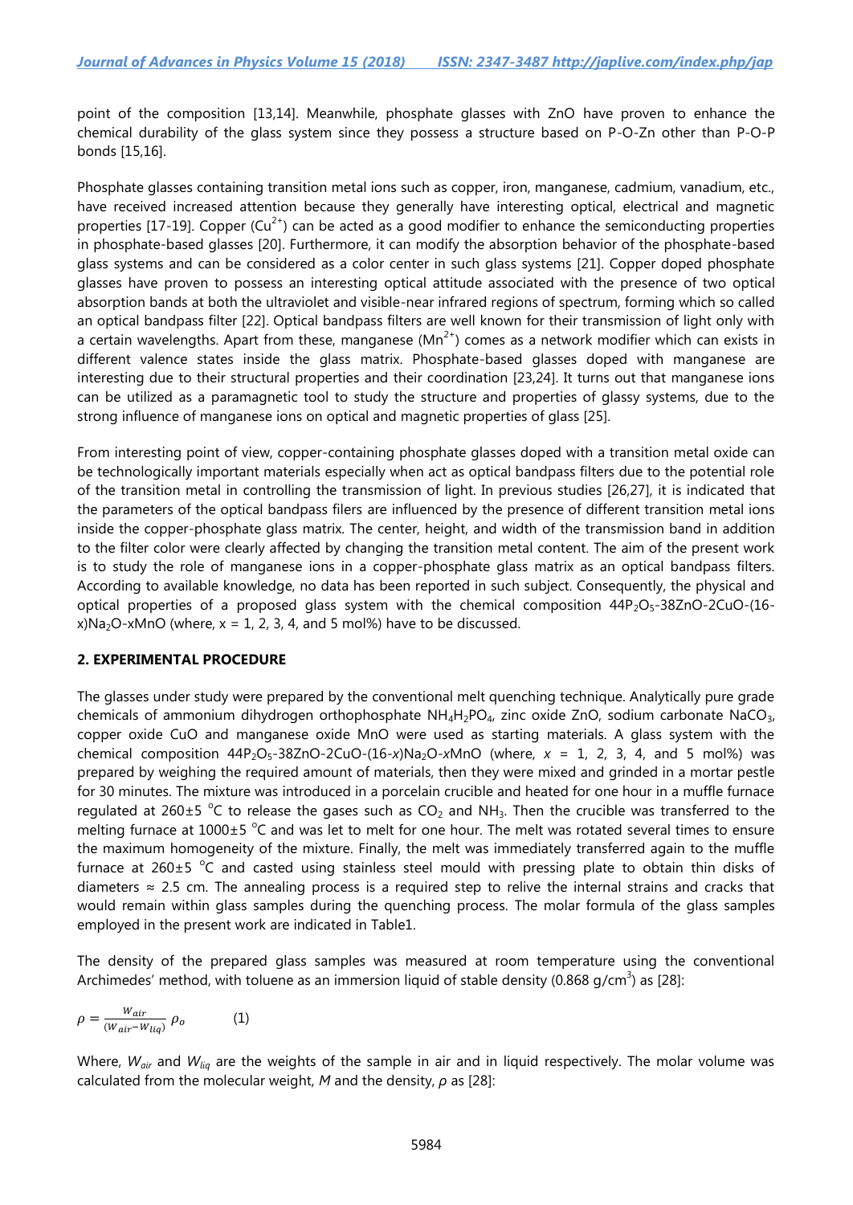point of the composition [13,14]. Meanwhile, phosphate glasses with ZnO have proven to enhance the chemical durability of the glass system since they possess a structure based on P-O-Zn other than P-O-P bonds [15,16].

Phosphate glasses containing transition metal ions such as copper, iron, manganese, cadmium, vanadium, etc., have received increased attention because they generally have interesting optical, electrical and magnetic properties [17-19]. Copper ($Cu^{2+}$) can be acted as a good modifier to enhance the semiconducting properties in phosphate-based glasses [20]. Furthermore, it can modify the absorption behavior of the phosphate-based glass systems and can be considered as a color center in such glass systems [21]. Copper doped phosphate glasses have proven to possess an interesting optical attitude associated with the presence of two optical absorption bands at both the ultraviolet and visible-near infrared regions of spectrum, forming which so called an optical bandpass filter [22]. Optical bandpass filters are well known for their transmission of light only with a certain wavelengths. Apart from these, manganese ($Mn^{2+}$) comes as a network modifier which can exists in different valence states inside the glass matrix. Phosphate-based glasses doped with manganese are interesting due to their structural properties and their coordination [23,24]. It turns out that manganese ions can be utilized as a paramagnetic tool to study the structure and properties of glassy systems, due to the strong influence of manganese ions on optical and magnetic properties of glass [25].

From interesting point of view, copper-containing phosphate glasses doped with a transition metal oxide can be technologically important materials especially when act as optical bandpass filters due to the potential role of the transition metal in controlling the transmission of light. In previous studies [26,27], it is indicated that the parameters of the optical bandpass filers are influenced by the presence of different transition metal ions inside the copper-phosphate glass matrix. The center, height, and width of the transmission band in addition to the filter color were clearly affected by changing the transition metal content. The aim of the present work is to study the role of manganese ions in a copper-phosphate glass matrix as an optical bandpass filters. According to available knowledge, no data has been reported in such subject. Consequently, the physical and optical properties of a proposed glass system with the chemical composition $44P_2O_5$-38ZnO-2CuO-(16-x)$Na_2O$-xMnO (where, x = 1, 2, 3, 4, and 5 mol%) have to be discussed.

## 2. EXPERIMENTAL PROCEDURE

The glasses under study were prepared by the conventional melt quenching technique. Analytically pure grade chemicals of ammonium dihydrogen orthophosphate $NH_4H_2PO_4$, zinc oxide ZnO, sodium carbonate $NaCO_3$, copper oxide CuO and manganese oxide MnO were used as starting materials. A glass system with the chemical composition $44P_2O_5$-38ZnO-2CuO-(16-*x*)$Na_2O$-*x*MnO (where, $x$ = 1, 2, 3, 4, and 5 mol%) was prepared by weighing the required amount of materials, then they were mixed and grinded in a mortar pestle for 30 minutes. The mixture was introduced in a porcelain crucible and heated for one hour in a muffle furnace regulated at 260±5 °C to release the gases such as $CO_2$ and $NH_3$. Then the crucible was transferred to the melting furnace at 1000±5 °C and was let to melt for one hour. The melt was rotated several times to ensure the maximum homogeneity of the mixture. Finally, the melt was immediately transferred again to the muffle furnace at 260±5 °C and casted using stainless steel mould with pressing plate to obtain thin disks of diameters ≈ 2.5 cm. The annealing process is a required step to relive the internal strains and cracks that would remain within glass samples during the quenching process. The molar formula of the glass samples employed in the present work are indicated in Table1.

The density of the prepared glass samples was measured at room temperature using the conventional Archimedes' method, with toluene as an immersion liquid of stable density (0.868 g/cm$^3$) as [28]:

$$\rho = \frac{W_{air}}{(W_{air} - W_{liq})}\,\rho_o \qquad (1)$$

Where, $W_{air}$ and $W_{liq}$ are the weights of the sample in air and in liquid respectively. The molar volume was calculated from the molecular weight, $M$ and the density, $\rho$ as [28]: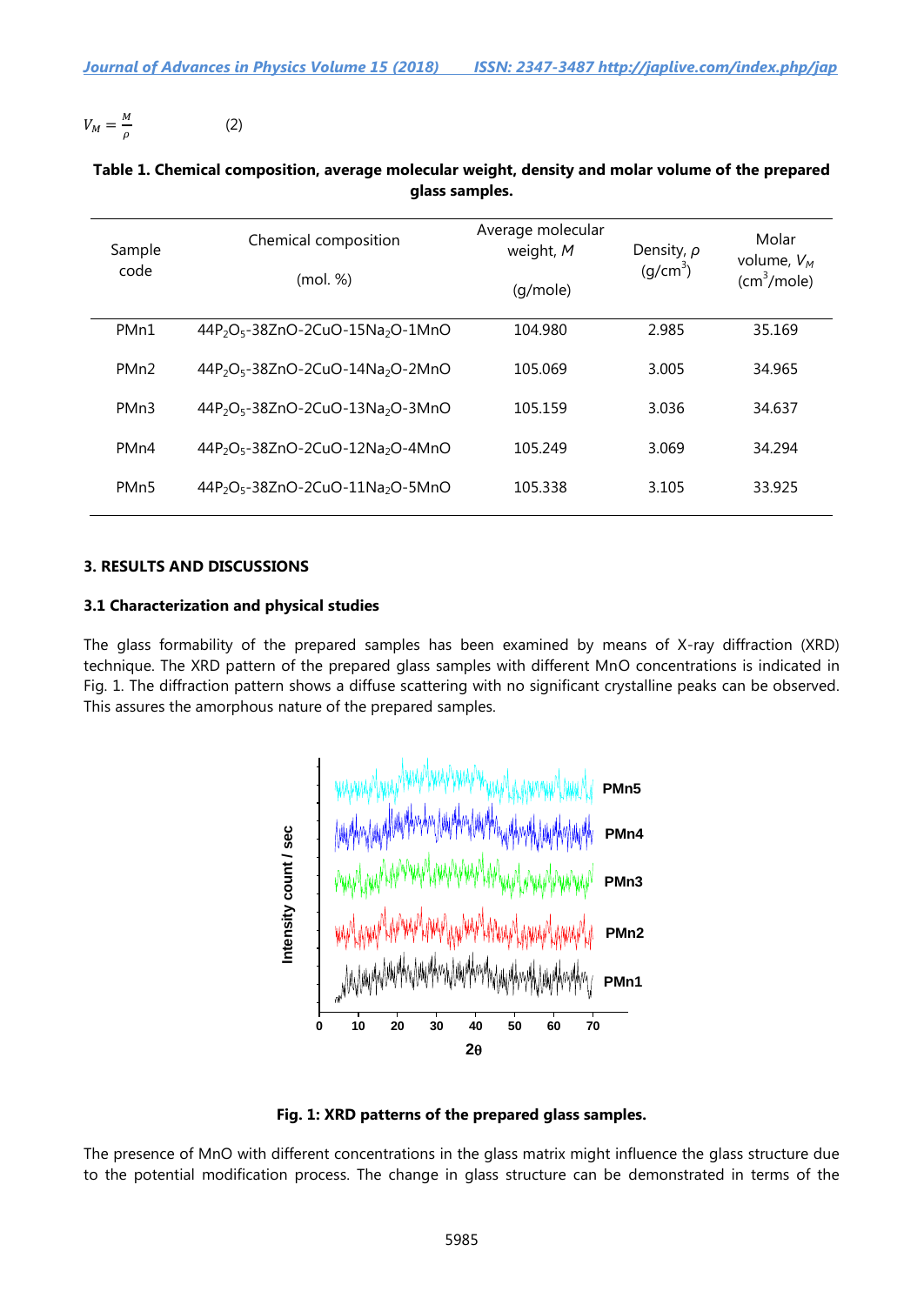$$V_M = \frac{M}{\rho} \qquad (2)$$

**Table 1. Chemical composition, average molecular weight, density and molar volume of the prepared glass samples.**

| Sample code | Chemical composition (mol. %) | Average molecular weight, $M$ (g/mole) | Density, $\rho$ (g/cm$^3$) | Molar volume, $V_M$ (cm$^3$/mole) |
|---|---|---|---|---|
| PMn1 | $44P_2O_5$-38ZnO-2CuO-$15Na_2O$-1MnO | 104.980 | 2.985 | 35.169 |
| PMn2 | $44P_2O_5$-38ZnO-2CuO-$14Na_2O$-2MnO | 105.069 | 3.005 | 34.965 |
| PMn3 | $44P_2O_5$-38ZnO-2CuO-$13Na_2O$-3MnO | 105.159 | 3.036 | 34.637 |
| PMn4 | $44P_2O_5$-38ZnO-2CuO-$12Na_2O$-4MnO | 105.249 | 3.069 | 34.294 |
| PMn5 | $44P_2O_5$-38ZnO-2CuO-$11Na_2O$-5MnO | 105.338 | 3.105 | 33.925 |

## 3. RESULTS AND DISCUSSIONS

### 3.1 Characterization and physical studies

The glass formability of the prepared samples has been examined by means of X-ray diffraction (XRD) technique. The XRD pattern of the prepared glass samples with different MnO concentrations is indicated in Fig. 1. The diffraction pattern shows a diffuse scattering with no significant crystalline peaks can be observed. This assures the amorphous nature of the prepared samples.

**Fig. 1: XRD patterns of the prepared glass samples.**

The presence of MnO with different concentrations in the glass matrix might influence the glass structure due to the potential modification process. The change in glass structure can be demonstrated in terms of the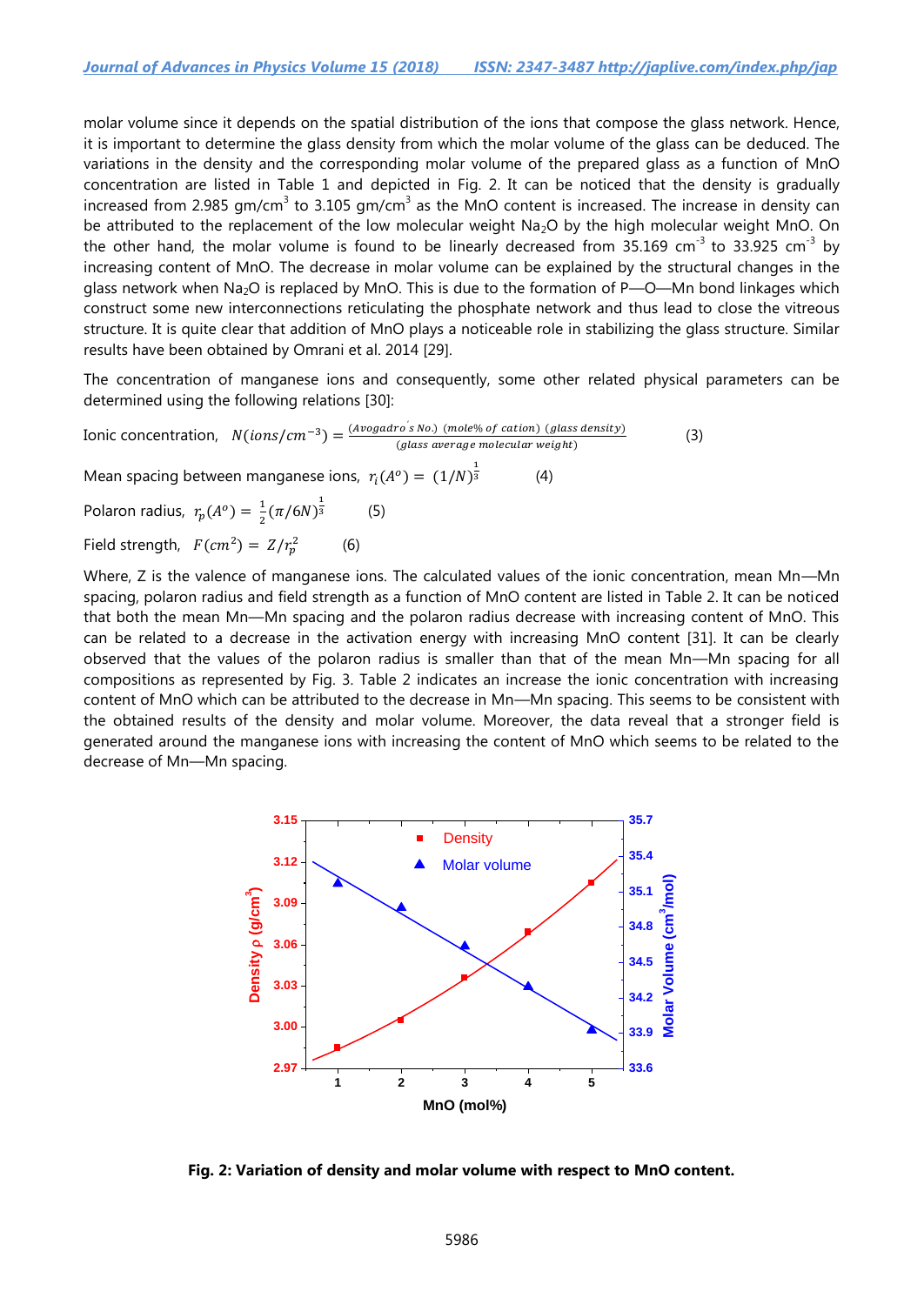molar volume since it depends on the spatial distribution of the ions that compose the glass network. Hence, it is important to determine the glass density from which the molar volume of the glass can be deduced. The variations in the density and the corresponding molar volume of the prepared glass as a function of MnO concentration are listed in Table 1 and depicted in Fig. 2. It can be noticed that the density is gradually increased from 2.985 gm/cm$^3$ to 3.105 gm/cm$^3$ as the MnO content is increased. The increase in density can be attributed to the replacement of the low molecular weight $Na_2O$ by the high molecular weight MnO. On the other hand, the molar volume is found to be linearly decreased from 35.169 cm$^{-3}$ to 33.925 cm$^{-3}$ by increasing content of MnO. The decrease in molar volume can be explained by the structural changes in the glass network when $Na_2O$ is replaced by MnO. This is due to the formation of P—O—Mn bond linkages which construct some new interconnections reticulating the phosphate network and thus lead to close the vitreous structure. It is quite clear that addition of MnO plays a noticeable role in stabilizing the glass structure. Similar results have been obtained by Omrani et al. 2014 [29].

The concentration of manganese ions and consequently, some other related physical parameters can be determined using the following relations [30]:

Ionic concentration, $$N(ions/cm^{-3}) = \frac{(Avogadro's\ No.)\ (mole\%\ of\ cation)\ (glass\ density)}{(glass\ average\ molecular\ weight)} \qquad (3)$$

Mean spacing between manganese ions, $$r_i(A^o) = (1/N)^{\frac{1}{3}} \qquad (4)$$

Polaron radius, $$r_p(A^o) = \frac{1}{2}(\pi/6N)^{\frac{1}{3}} \qquad (5)$$

Field strength, $$F(cm^2) = Z/r_p^2 \qquad (6)$$

Where, Z is the valence of manganese ions. The calculated values of the ionic concentration, mean Mn—Mn spacing, polaron radius and field strength as a function of MnO content are listed in Table 2. It can be noticed that both the mean Mn—Mn spacing and the polaron radius decrease with increasing content of MnO. This can be related to a decrease in the activation energy with increasing MnO content [31]. It can be clearly observed that the values of the polaron radius is smaller than that of the mean Mn—Mn spacing for all compositions as represented by Fig. 3. Table 2 indicates an increase the ionic concentration with increasing content of MnO which can be attributed to the decrease in Mn—Mn spacing. This seems to be consistent with the obtained results of the density and molar volume. Moreover, the data reveal that a stronger field is generated around the manganese ions with increasing the content of MnO which seems to be related to the decrease of Mn—Mn spacing.

**Fig. 2: Variation of density and molar volume with respect to MnO content.**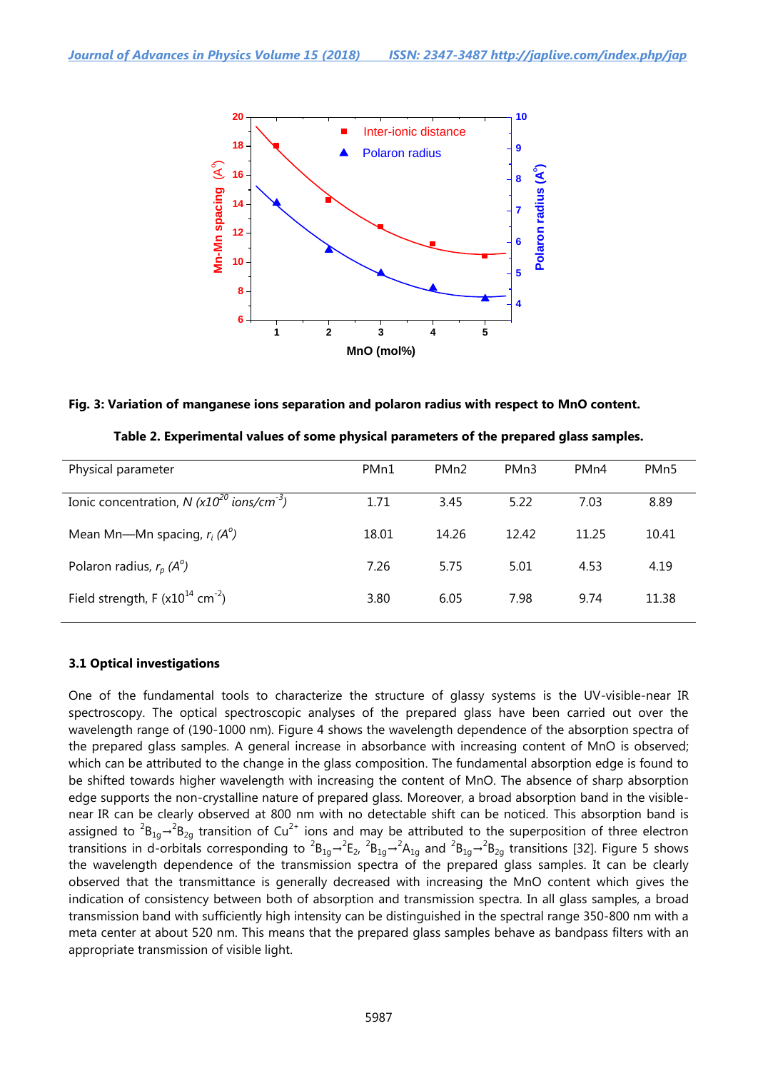**Fig. 3: Variation of manganese ions separation and polaron radius with respect to MnO content.**

**Table 2. Experimental values of some physical parameters of the prepared glass samples.**

| Physical parameter | PMn1 | PMn2 | PMn3 | PMn4 | PMn5 |
|---|---|---|---|---|---|
| Ionic concentration, *N* ($x10^{20}$ *ions/cm*$^{-3}$) | 1.71 | 3.45 | 5.22 | 7.03 | 8.89 |
| Mean Mn—Mn spacing, $r_i$ ($A^o$) | 18.01 | 14.26 | 12.42 | 11.25 | 10.41 |
| Polaron radius, $r_p$ ($A^o$) | 7.26 | 5.75 | 5.01 | 4.53 | 4.19 |
| Field strength, F ($x10^{14}$ cm$^{-2}$) | 3.80 | 6.05 | 7.98 | 9.74 | 11.38 |

### 3.1 Optical investigations

One of the fundamental tools to characterize the structure of glassy systems is the UV-visible-near IR spectroscopy. The optical spectroscopic analyses of the prepared glass have been carried out over the wavelength range of (190-1000 nm). Figure 4 shows the wavelength dependence of the absorption spectra of the prepared glass samples. A general increase in absorbance with increasing content of MnO is observed; which can be attributed to the change in the glass composition. The fundamental absorption edge is found to be shifted towards higher wavelength with increasing the content of MnO. The absence of sharp absorption edge supports the non-crystalline nature of prepared glass. Moreover, a broad absorption band in the visible-near IR can be clearly observed at 800 nm with no detectable shift can be noticed. This absorption band is assigned to $^2B_{1g}\rightarrow{}^2B_{2g}$ transition of $Cu^{2+}$ ions and may be attributed to the superposition of three electron transitions in d-orbitals corresponding to $^2B_{1g}\rightarrow{}^2E_2$, $^2B_{1g}\rightarrow{}^2A_{1g}$ and $^2B_{1g}\rightarrow{}^2B_{2g}$ transitions [32]. Figure 5 shows the wavelength dependence of the transmission spectra of the prepared glass samples. It can be clearly observed that the transmittance is generally decreased with increasing the MnO content which gives the indication of consistency between both of absorption and transmission spectra. In all glass samples, a broad transmission band with sufficiently high intensity can be distinguished in the spectral range 350-800 nm with a meta center at about 520 nm. This means that the prepared glass samples behave as bandpass filters with an appropriate transmission of visible light.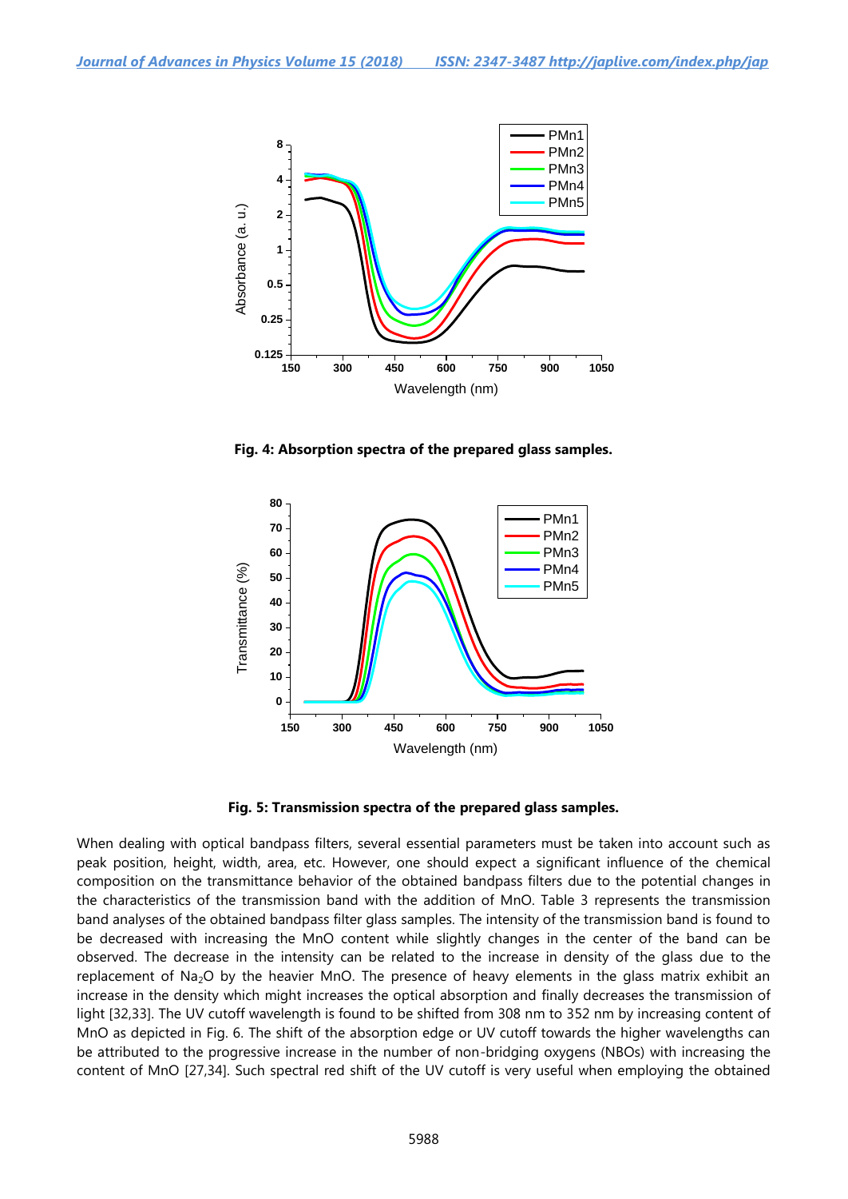Fig. 4: Absorption spectra of the prepared glass samples.

Fig. 5: Transmission spectra of the prepared glass samples.

When dealing with optical bandpass filters, several essential parameters must be taken into account such as peak position, height, width, area, etc. However, one should expect a significant influence of the chemical composition on the transmittance behavior of the obtained bandpass filters due to the potential changes in the characteristics of the transmission band with the addition of MnO. Table 3 represents the transmission band analyses of the obtained bandpass filter glass samples. The intensity of the transmission band is found to be decreased with increasing the MnO content while slightly changes in the center of the band can be observed. The decrease in the intensity can be related to the increase in density of the glass due to the replacement of $Na_2O$ by the heavier MnO. The presence of heavy elements in the glass matrix exhibit an increase in the density which might increases the optical absorption and finally decreases the transmission of light [32,33]. The UV cutoff wavelength is found to be shifted from 308 nm to 352 nm by increasing content of MnO as depicted in Fig. 6. The shift of the absorption edge or UV cutoff towards the higher wavelengths can be attributed to the progressive increase in the number of non-bridging oxygens (NBOs) with increasing the content of MnO [27,34]. Such spectral red shift of the UV cutoff is very useful when employing the obtained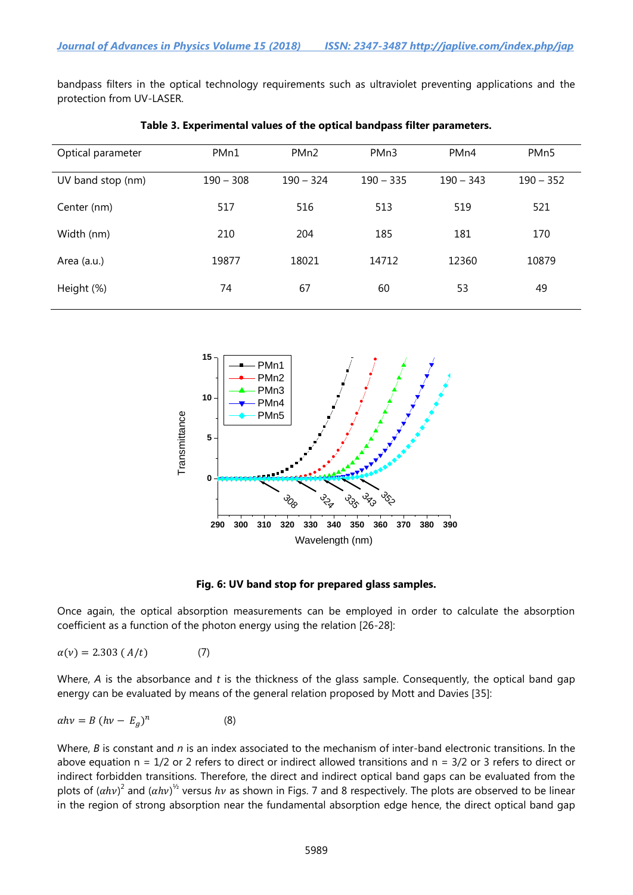bandpass filters in the optical technology requirements such as ultraviolet preventing applications and the protection from UV-LASER.

**Table 3. Experimental values of the optical bandpass filter parameters.**

| Optical parameter | PMn1 | PMn2 | PMn3 | PMn4 | PMn5 |
|---|---|---|---|---|---|
| UV band stop (nm) | 190 – 308 | 190 – 324 | 190 – 335 | 190 – 343 | 190 – 352 |
| Center (nm) | 517 | 516 | 513 | 519 | 521 |
| Width (nm) | 210 | 204 | 185 | 181 | 170 |
| Area (a.u.) | 19877 | 18021 | 14712 | 12360 | 10879 |
| Height (%) | 74 | 67 | 60 | 53 | 49 |

**Fig. 6: UV band stop for prepared glass samples.**

Once again, the optical absorption measurements can be employed in order to calculate the absorption coefficient as a function of the photon energy using the relation [26-28]:

$$\alpha(\nu) = 2.303\ (A/t) \qquad (7)$$

Where, $A$ is the absorbance and $t$ is the thickness of the glass sample. Consequently, the optical band gap energy can be evaluated by means of the general relation proposed by Mott and Davies [35]:

$$\alpha h\nu = B\ (h\nu - E_g)^n \qquad (8)$$

Where, $B$ is constant and $n$ is an index associated to the mechanism of inter-band electronic transitions. In the above equation n = 1/2 or 2 refers to direct or indirect allowed transitions and n = 3/2 or 3 refers to direct or indirect forbidden transitions. Therefore, the direct and indirect optical band gaps can be evaluated from the plots of $(\alpha h\nu)^2$ and $(\alpha h\nu)^{½}$ versus $h\nu$ as shown in Figs. 7 and 8 respectively. The plots are observed to be linear in the region of strong absorption near the fundamental absorption edge hence, the direct optical band gap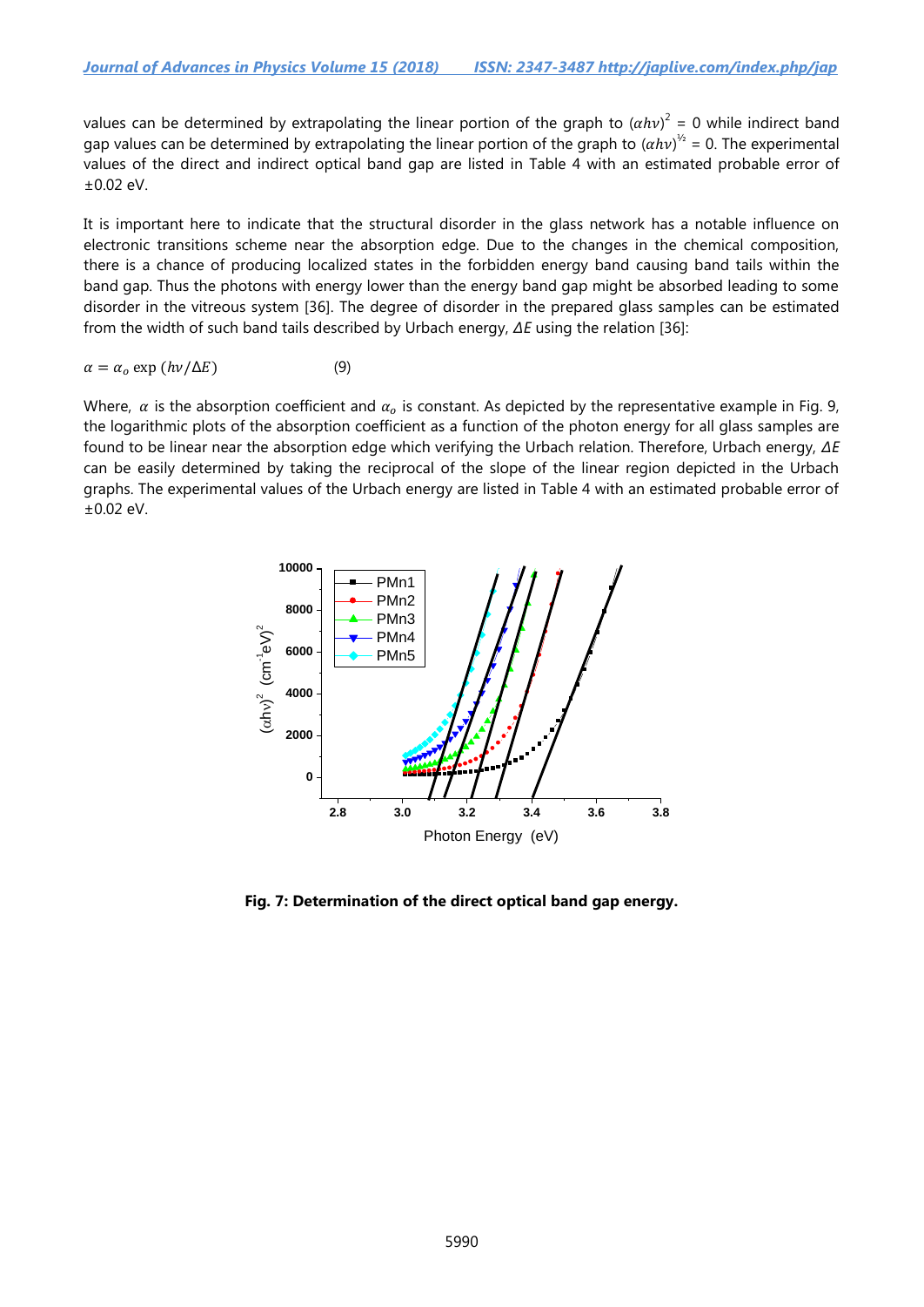values can be determined by extrapolating the linear portion of the graph to $(\alpha h\nu)^2 = 0$ while indirect band gap values can be determined by extrapolating the linear portion of the graph to $(\alpha h\nu)^{1/2} = 0$. The experimental values of the direct and indirect optical band gap are listed in Table 4 with an estimated probable error of ±0.02 eV.

It is important here to indicate that the structural disorder in the glass network has a notable influence on electronic transitions scheme near the absorption edge. Due to the changes in the chemical composition, there is a chance of producing localized states in the forbidden energy band causing band tails within the band gap. Thus the photons with energy lower than the energy band gap might be absorbed leading to some disorder in the vitreous system [36]. The degree of disorder in the prepared glass samples can be estimated from the width of such band tails described by Urbach energy, $\Delta E$ using the relation [36]:

$$\alpha = \alpha_o \exp\left(h\nu/\Delta E\right) \qquad (9)$$

Where, $\alpha$ is the absorption coefficient and $\alpha_o$ is constant. As depicted by the representative example in Fig. 9, the logarithmic plots of the absorption coefficient as a function of the photon energy for all glass samples are found to be linear near the absorption edge which verifying the Urbach relation. Therefore, Urbach energy, $\Delta E$ can be easily determined by taking the reciprocal of the slope of the linear region depicted in the Urbach graphs. The experimental values of the Urbach energy are listed in Table 4 with an estimated probable error of ±0.02 eV.

**Fig. 7: Determination of the direct optical band gap energy.**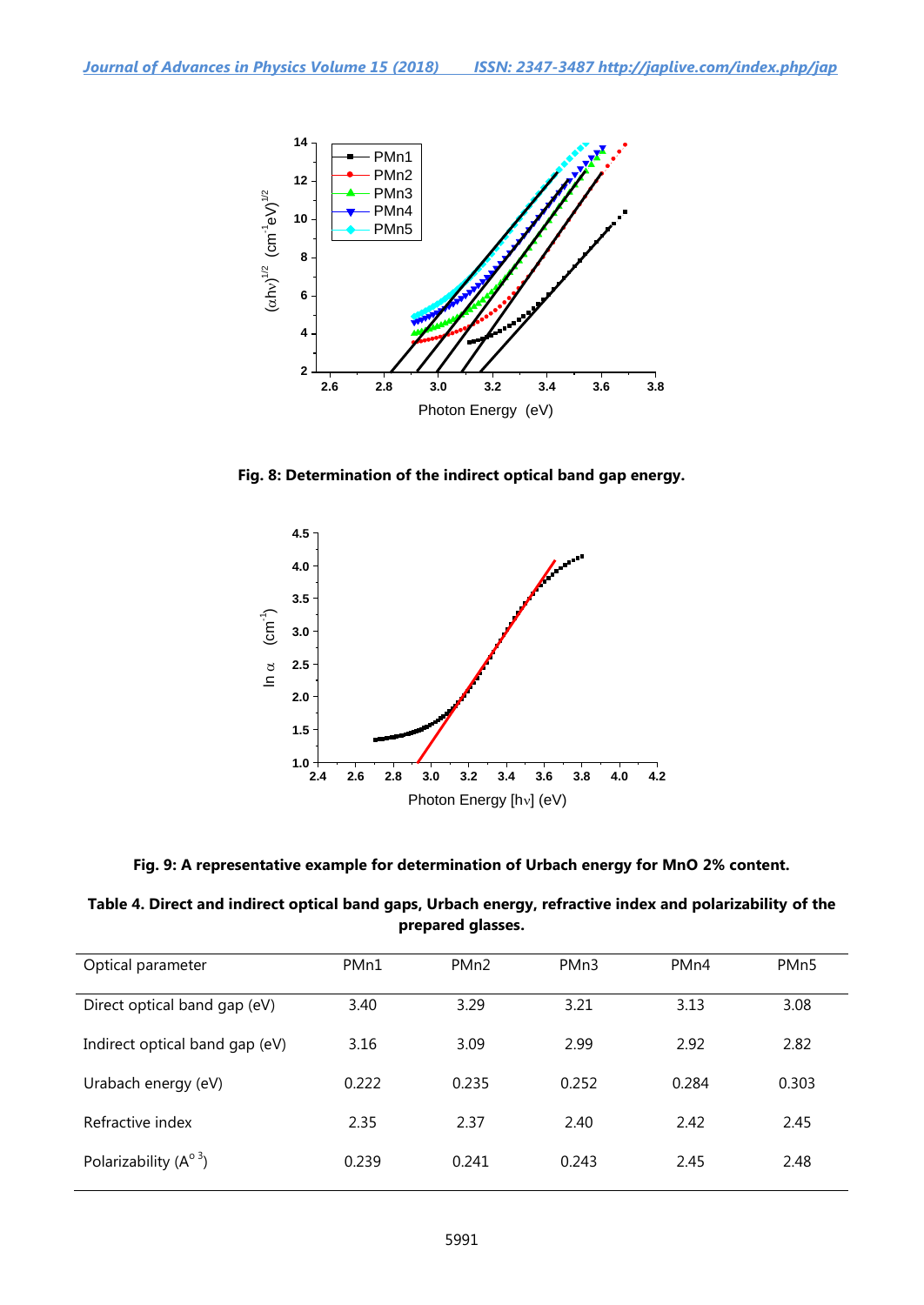**Fig. 8: Determination of the indirect optical band gap energy.**

**Fig. 9: A representative example for determination of Urbach energy for MnO 2% content.**

**Table 4. Direct and indirect optical band gaps, Urbach energy, refractive index and polarizability of the prepared glasses.**

| Optical parameter | PMn1 | PMn2 | PMn3 | PMn4 | PMn5 |
|---|---|---|---|---|---|
| Direct optical band gap (eV) | 3.40 | 3.29 | 3.21 | 3.13 | 3.08 |
| Indirect optical band gap (eV) | 3.16 | 3.09 | 2.99 | 2.92 | 2.82 |
| Urabach energy (eV) | 0.222 | 0.235 | 0.252 | 0.284 | 0.303 |
| Refractive index | 2.35 | 2.37 | 2.40 | 2.42 | 2.45 |
| Polarizability ($A^{o\,3}$) | 0.239 | 0.241 | 0.243 | 2.45 | 2.48 |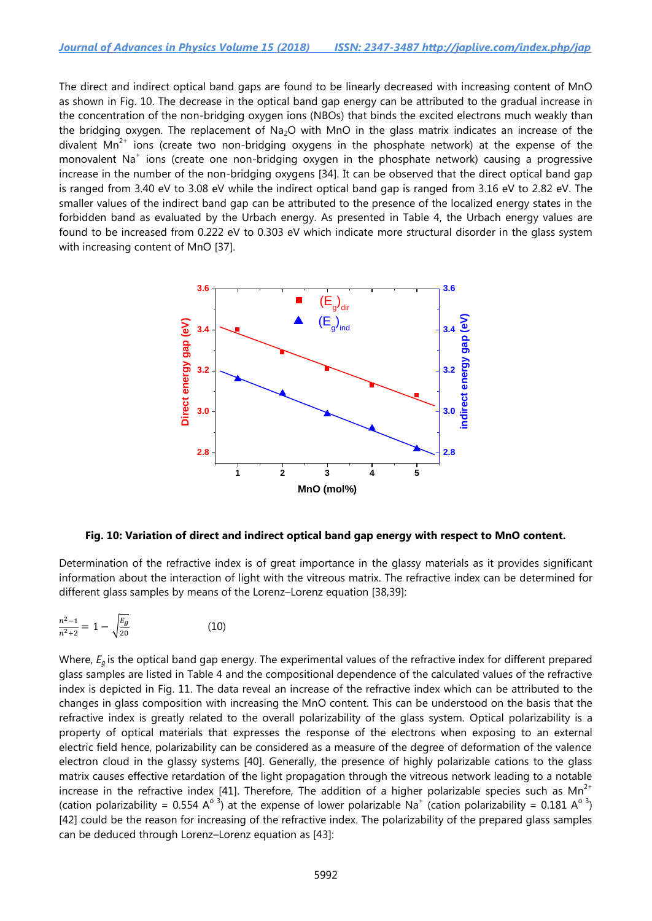The direct and indirect optical band gaps are found to be linearly decreased with increasing content of MnO as shown in Fig. 10. The decrease in the optical band gap energy can be attributed to the gradual increase in the concentration of the non-bridging oxygen ions (NBOs) that binds the excited electrons much weakly than the bridging oxygen. The replacement of $Na_2O$ with MnO in the glass matrix indicates an increase of the divalent $Mn^{2+}$ ions (create two non-bridging oxygens in the phosphate network) at the expense of the monovalent $Na^{+}$ ions (create one non-bridging oxygen in the phosphate network) causing a progressive increase in the number of the non-bridging oxygens [34]. It can be observed that the direct optical band gap is ranged from 3.40 eV to 3.08 eV while the indirect optical band gap is ranged from 3.16 eV to 2.82 eV. The smaller values of the indirect band gap can be attributed to the presence of the localized energy states in the forbidden band as evaluated by the Urbach energy. As presented in Table 4, the Urbach energy values are found to be increased from 0.222 eV to 0.303 eV which indicate more structural disorder in the glass system with increasing content of MnO [37].

**Fig. 10: Variation of direct and indirect optical band gap energy with respect to MnO content.**

Determination of the refractive index is of great importance in the glassy materials as it provides significant information about the interaction of light with the vitreous matrix. The refractive index can be determined for different glass samples by means of the Lorenz–Lorenz equation [38,39]:

$$\frac{n^2-1}{n^2+2} = 1 - \sqrt{\frac{E_g}{20}} \qquad (10)$$

Where, $E_g$ is the optical band gap energy. The experimental values of the refractive index for different prepared glass samples are listed in Table 4 and the compositional dependence of the calculated values of the refractive index is depicted in Fig. 11. The data reveal an increase of the refractive index which can be attributed to the changes in glass composition with increasing the MnO content. This can be understood on the basis that the refractive index is greatly related to the overall polarizability of the glass system. Optical polarizability is a property of optical materials that expresses the response of the electrons when exposing to an external electric field hence, polarizability can be considered as a measure of the degree of deformation of the valence electron cloud in the glassy systems [40]. Generally, the presence of highly polarizable cations to the glass matrix causes effective retardation of the light propagation through the vitreous network leading to a notable increase in the refractive index [41]. Therefore, The addition of a higher polarizable species such as $Mn^{2+}$ (cation polarizability = 0.554 $A^{\circ\,3}$) at the expense of lower polarizable $Na^{+}$ (cation polarizability = 0.181 $A^{\circ\,3}$) [42] could be the reason for increasing of the refractive index. The polarizability of the prepared glass samples can be deduced through Lorenz–Lorenz equation as [43]: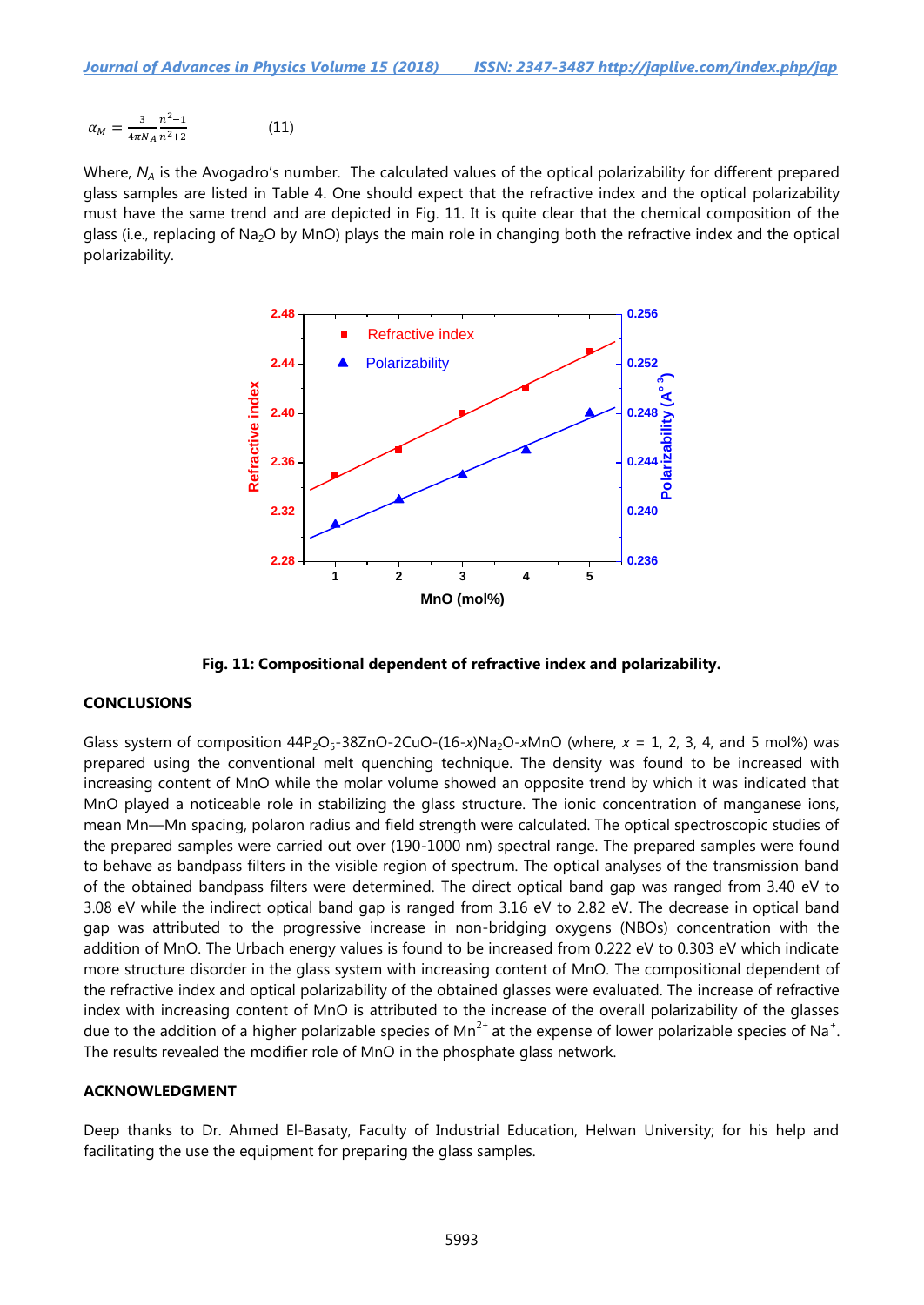$$\alpha_M = \frac{3}{4\pi N_A}\frac{n^2-1}{n^2+2} \qquad (11)$$

Where, $N_A$ is the Avogadro's number. The calculated values of the optical polarizability for different prepared glass samples are listed in Table 4. One should expect that the refractive index and the optical polarizability must have the same trend and are depicted in Fig. 11. It is quite clear that the chemical composition of the glass (i.e., replacing of $Na_2O$ by MnO) plays the main role in changing both the refractive index and the optical polarizability.

**Fig. 11: Compositional dependent of refractive index and polarizability.**

## CONCLUSIONS

Glass system of composition $44P_2O_5$-38ZnO-2CuO-(16-$x$)$Na_2O$-$x$MnO (where, $x$ = 1, 2, 3, 4, and 5 mol%) was prepared using the conventional melt quenching technique. The density was found to be increased with increasing content of MnO while the molar volume showed an opposite trend by which it was indicated that MnO played a noticeable role in stabilizing the glass structure. The ionic concentration of manganese ions, mean Mn—Mn spacing, polaron radius and field strength were calculated. The optical spectroscopic studies of the prepared samples were carried out over (190-1000 nm) spectral range. The prepared samples were found to behave as bandpass filters in the visible region of spectrum. The optical analyses of the transmission band of the obtained bandpass filters were determined. The direct optical band gap was ranged from 3.40 eV to 3.08 eV while the indirect optical band gap is ranged from 3.16 eV to 2.82 eV. The decrease in optical band gap was attributed to the progressive increase in non-bridging oxygens (NBOs) concentration with the addition of MnO. The Urbach energy values is found to be increased from 0.222 eV to 0.303 eV which indicate more structure disorder in the glass system with increasing content of MnO. The compositional dependent of the refractive index and optical polarizability of the obtained glasses were evaluated. The increase of refractive index with increasing content of MnO is attributed to the increase of the overall polarizability of the glasses due to the addition of a higher polarizable species of $Mn^{2+}$ at the expense of lower polarizable species of $Na^{+}$. The results revealed the modifier role of MnO in the phosphate glass network.

## ACKNOWLEDGMENT

Deep thanks to Dr. Ahmed El-Basaty, Faculty of Industrial Education, Helwan University; for his help and facilitating the use the equipment for preparing the glass samples.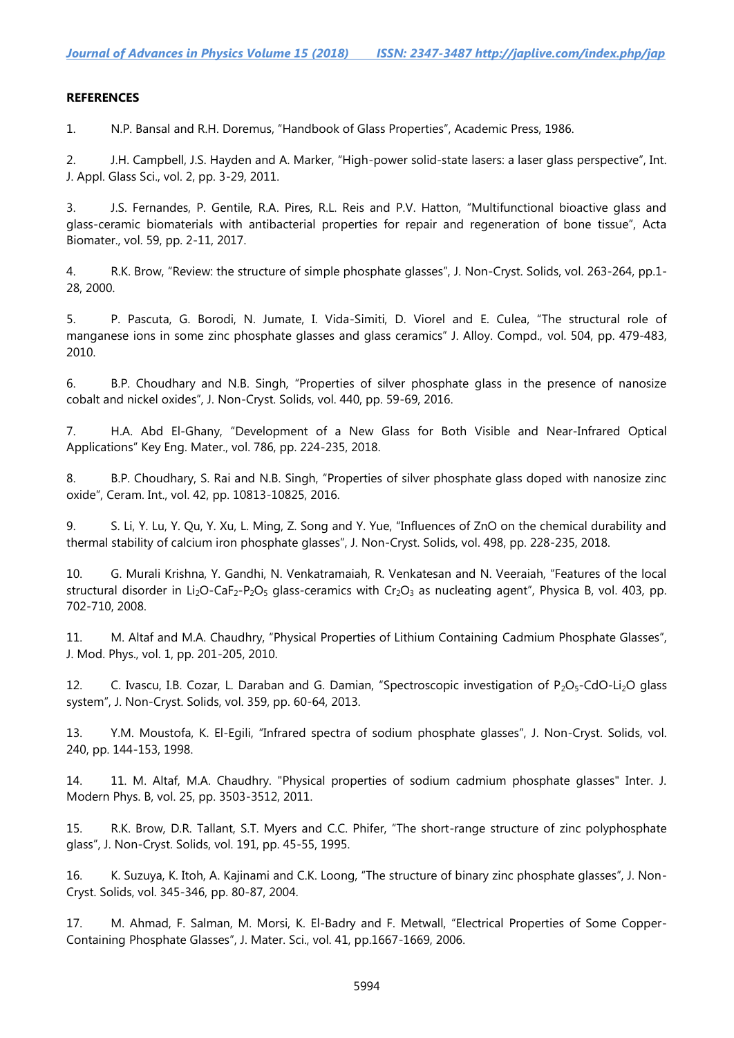**REFERENCES**

1. N.P. Bansal and R.H. Doremus, “Handbook of Glass Properties”, Academic Press, 1986.

2. J.H. Campbell, J.S. Hayden and A. Marker, “High-power solid-state lasers: a laser glass perspective”, Int. J. Appl. Glass Sci., vol. 2, pp. 3-29, 2011.

3. J.S. Fernandes, P. Gentile, R.A. Pires, R.L. Reis and P.V. Hatton, “Multifunctional bioactive glass and glass-ceramic biomaterials with antibacterial properties for repair and regeneration of bone tissue”, Acta Biomater., vol. 59, pp. 2-11, 2017.

4. R.K. Brow, “Review: the structure of simple phosphate glasses”, J. Non-Cryst. Solids, vol. 263-264, pp.1-28, 2000.

5. P. Pascuta, G. Borodi, N. Jumate, I. Vida-Simiti, D. Viorel and E. Culea, “The structural role of manganese ions in some zinc phosphate glasses and glass ceramics” J. Alloy. Compd., vol. 504, pp. 479-483, 2010.

6. B.P. Choudhary and N.B. Singh, “Properties of silver phosphate glass in the presence of nanosize cobalt and nickel oxides”, J. Non-Cryst. Solids, vol. 440, pp. 59-69, 2016.

7. H.A. Abd El-Ghany, “Development of a New Glass for Both Visible and Near-Infrared Optical Applications” Key Eng. Mater., vol. 786, pp. 224-235, 2018.

8. B.P. Choudhary, S. Rai and N.B. Singh, “Properties of silver phosphate glass doped with nanosize zinc oxide”, Ceram. Int., vol. 42, pp. 10813-10825, 2016.

9. S. Li, Y. Lu, Y. Qu, Y. Xu, L. Ming, Z. Song and Y. Yue, “Influences of ZnO on the chemical durability and thermal stability of calcium iron phosphate glasses”, J. Non-Cryst. Solids, vol. 498, pp. 228-235, 2018.

10. G. Murali Krishna, Y. Gandhi, N. Venkatramaiah, R. Venkatesan and N. Veeraiah, “Features of the local structural disorder in $Li_2O$-$CaF_2$-$P_2O_5$ glass-ceramics with $Cr_2O_3$ as nucleating agent”, Physica B, vol. 403, pp. 702-710, 2008.

11. M. Altaf and M.A. Chaudhry, “Physical Properties of Lithium Containing Cadmium Phosphate Glasses”, J. Mod. Phys., vol. 1, pp. 201-205, 2010.

12. C. Ivascu, I.B. Cozar, L. Daraban and G. Damian, “Spectroscopic investigation of $P_2O_5$-CdO-$Li_2O$ glass system”, J. Non-Cryst. Solids, vol. 359, pp. 60-64, 2013.

13. Y.M. Moustofa, K. El-Egili, “Infrared spectra of sodium phosphate glasses”, J. Non-Cryst. Solids, vol. 240, pp. 144-153, 1998.

14. 11. M. Altaf, M.A. Chaudhry. "Physical properties of sodium cadmium phosphate glasses" Inter. J. Modern Phys. B, vol. 25, pp. 3503-3512, 2011.

15. R.K. Brow, D.R. Tallant, S.T. Myers and C.C. Phifer, “The short-range structure of zinc polyphosphate glass”, J. Non-Cryst. Solids, vol. 191, pp. 45-55, 1995.

16. K. Suzuya, K. Itoh, A. Kajinami and C.K. Loong, “The structure of binary zinc phosphate glasses”, J. Non-Cryst. Solids, vol. 345-346, pp. 80-87, 2004.

17. M. Ahmad, F. Salman, M. Morsi, K. El-Badry and F. Metwall, “Electrical Properties of Some Copper-Containing Phosphate Glasses”, J. Mater. Sci., vol. 41, pp.1667-1669, 2006.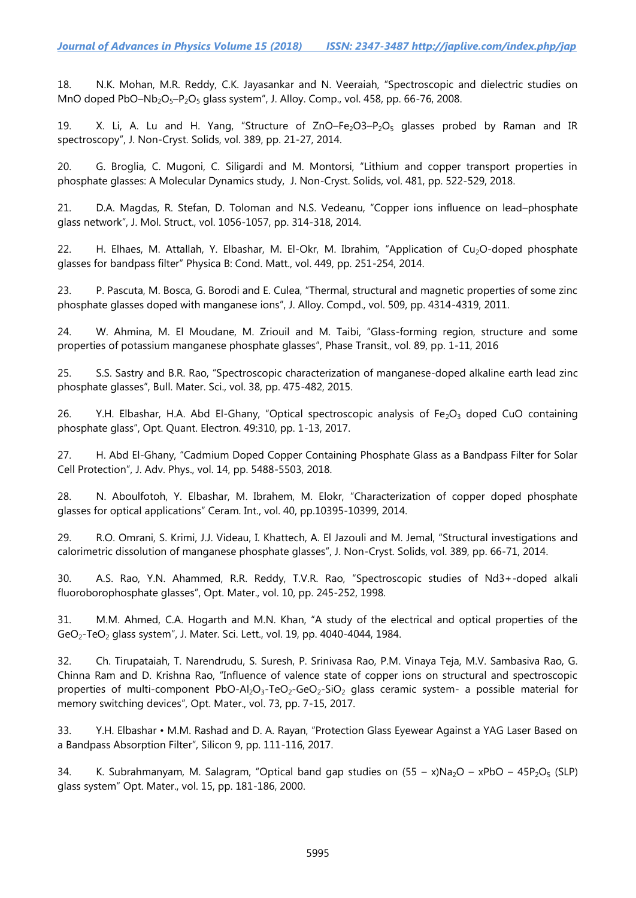18. N.K. Mohan, M.R. Reddy, C.K. Jayasankar and N. Veeraiah, "Spectroscopic and dielectric studies on MnO doped $PbO–Nb_2O_5–P_2O_5$ glass system", J. Alloy. Comp., vol. 458, pp. 66-76, 2008.

19. X. Li, A. Lu and H. Yang, "Structure of $ZnO–Fe_2O3–P_2O_5$ glasses probed by Raman and IR spectroscopy", J. Non-Cryst. Solids, vol. 389, pp. 21-27, 2014.

20. G. Broglia, C. Mugoni, C. Siligardi and M. Montorsi, "Lithium and copper transport properties in phosphate glasses: A Molecular Dynamics study, J. Non-Cryst. Solids, vol. 481, pp. 522-529, 2018.

21. D.A. Magdas, R. Stefan, D. Toloman and N.S. Vedeanu, "Copper ions influence on lead–phosphate glass network", J. Mol. Struct., vol. 1056-1057, pp. 314-318, 2014.

22. H. Elhaes, M. Attallah, Y. Elbashar, M. El-Okr, M. Ibrahim, "Application of $Cu_2O$-doped phosphate glasses for bandpass filter" Physica B: Cond. Matt., vol. 449, pp. 251-254, 2014.

23. P. Pascuta, M. Bosca, G. Borodi and E. Culea, "Thermal, structural and magnetic properties of some zinc phosphate glasses doped with manganese ions", J. Alloy. Compd., vol. 509, pp. 4314-4319, 2011.

24. W. Ahmina, M. El Moudane, M. Zriouil and M. Taibi, "Glass-forming region, structure and some properties of potassium manganese phosphate glasses", Phase Transit., vol. 89, pp. 1-11, 2016

25. S.S. Sastry and B.R. Rao, "Spectroscopic characterization of manganese-doped alkaline earth lead zinc phosphate glasses", Bull. Mater. Sci., vol. 38, pp. 475-482, 2015.

26. Y.H. Elbashar, H.A. Abd El-Ghany, "Optical spectroscopic analysis of $Fe_2O_3$ doped CuO containing phosphate glass", Opt. Quant. Electron. 49:310, pp. 1-13, 2017.

27. H. Abd El-Ghany, "Cadmium Doped Copper Containing Phosphate Glass as a Bandpass Filter for Solar Cell Protection", J. Adv. Phys., vol. 14, pp. 5488-5503, 2018.

28. N. Aboulfotoh, Y. Elbashar, M. Ibrahem, M. Elokr, "Characterization of copper doped phosphate glasses for optical applications" Ceram. Int., vol. 40, pp.10395-10399, 2014.

29. R.O. Omrani, S. Krimi, J.J. Videau, I. Khattech, A. El Jazouli and M. Jemal, "Structural investigations and calorimetric dissolution of manganese phosphate glasses", J. Non-Cryst. Solids, vol. 389, pp. 66-71, 2014.

30. A.S. Rao, Y.N. Ahammed, R.R. Reddy, T.V.R. Rao, "Spectroscopic studies of $Nd^{3+}$-doped alkali fluoroborophosphate glasses", Opt. Mater., vol. 10, pp. 245-252, 1998.

31. M.M. Ahmed, C.A. Hogarth and M.N. Khan, "A study of the electrical and optical properties of the $GeO_2$-$TeO_2$ glass system", J. Mater. Sci. Lett., vol. 19, pp. 4040-4044, 1984.

32. Ch. Tirupataiah, T. Narendrudu, S. Suresh, P. Srinivasa Rao, P.M. Vinaya Teja, M.V. Sambasiva Rao, G. Chinna Ram and D. Krishna Rao, "Influence of valence state of copper ions on structural and spectroscopic properties of multi-component $PbO$-$Al_2O_3$-$TeO_2$-$GeO_2$-$SiO_2$ glass ceramic system- a possible material for memory switching devices", Opt. Mater., vol. 73, pp. 7-15, 2017.

33. Y.H. Elbashar • M.M. Rashad and D. A. Rayan, "Protection Glass Eyewear Against a YAG Laser Based on a Bandpass Absorption Filter", Silicon 9, pp. 111-116, 2017.

34. K. Subrahmanyam, M. Salagram, "Optical band gap studies on $(55 – x)Na_2O – xPbO – 45P_2O_5$ (SLP) glass system" Opt. Mater., vol. 15, pp. 181-186, 2000.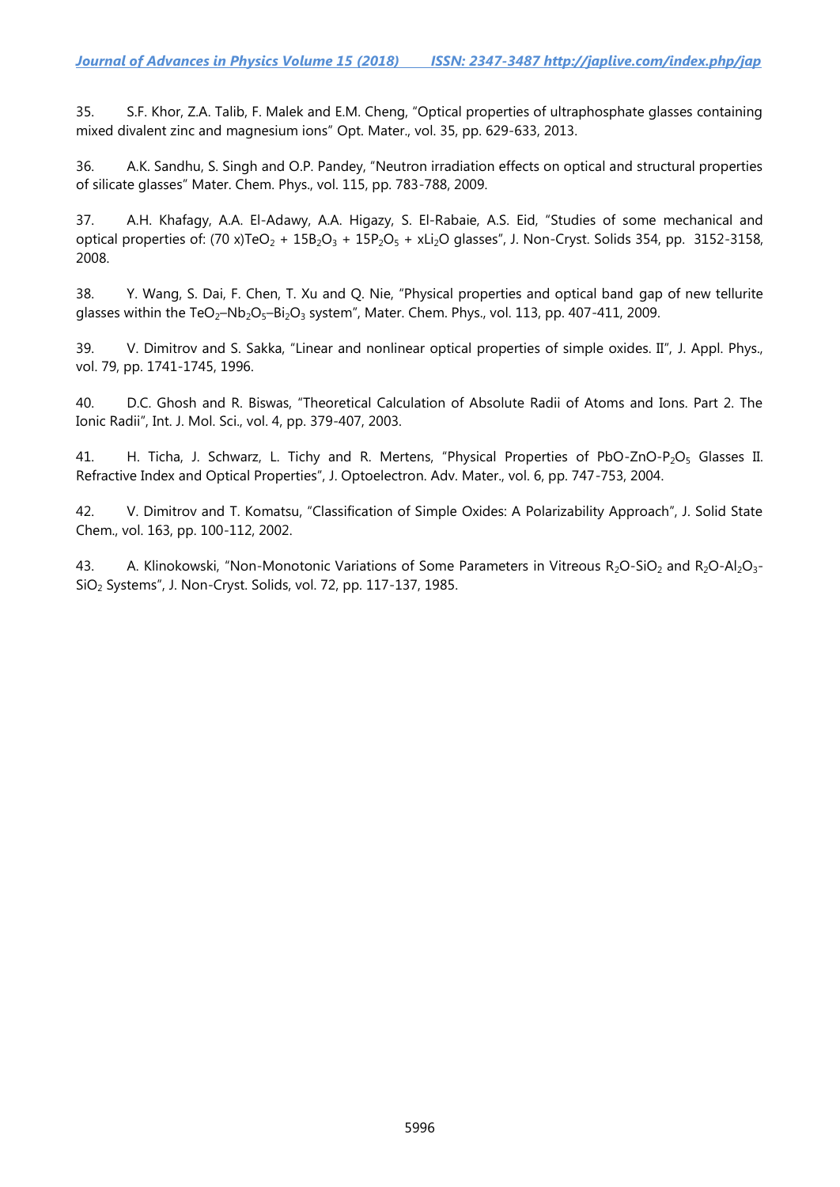35. S.F. Khor, Z.A. Talib, F. Malek and E.M. Cheng, "Optical properties of ultraphosphate glasses containing mixed divalent zinc and magnesium ions" Opt. Mater., vol. 35, pp. 629-633, 2013.

36. A.K. Sandhu, S. Singh and O.P. Pandey, "Neutron irradiation effects on optical and structural properties of silicate glasses" Mater. Chem. Phys., vol. 115, pp. 783-788, 2009.

37. A.H. Khafagy, A.A. El-Adawy, A.A. Higazy, S. El-Rabaie, A.S. Eid, "Studies of some mechanical and optical properties of: (70 x)$TeO_2$ + 15$B_2O_3$ + 15$P_2O_5$ + x$Li_2O$ glasses", J. Non-Cryst. Solids 354, pp. 3152-3158, 2008.

38. Y. Wang, S. Dai, F. Chen, T. Xu and Q. Nie, "Physical properties and optical band gap of new tellurite glasses within the $TeO_2$–$Nb_2O_5$–$Bi_2O_3$ system", Mater. Chem. Phys., vol. 113, pp. 407-411, 2009.

39. V. Dimitrov and S. Sakka, "Linear and nonlinear optical properties of simple oxides. II", J. Appl. Phys., vol. 79, pp. 1741-1745, 1996.

40. D.C. Ghosh and R. Biswas, "Theoretical Calculation of Absolute Radii of Atoms and Ions. Part 2. The Ionic Radii", Int. J. Mol. Sci., vol. 4, pp. 379-407, 2003.

41. H. Ticha, J. Schwarz, L. Tichy and R. Mertens, "Physical Properties of PbO-ZnO-$P_2O_5$ Glasses II. Refractive Index and Optical Properties", J. Optoelectron. Adv. Mater., vol. 6, pp. 747-753, 2004.

42. V. Dimitrov and T. Komatsu, "Classification of Simple Oxides: A Polarizability Approach", J. Solid State Chem., vol. 163, pp. 100-112, 2002.

43. A. Klinokowski, "Non-Monotonic Variations of Some Parameters in Vitreous $R_2O$-$SiO_2$ and $R_2O$-$Al_2O_3$-$SiO_2$ Systems", J. Non-Cryst. Solids, vol. 72, pp. 117-137, 1985.